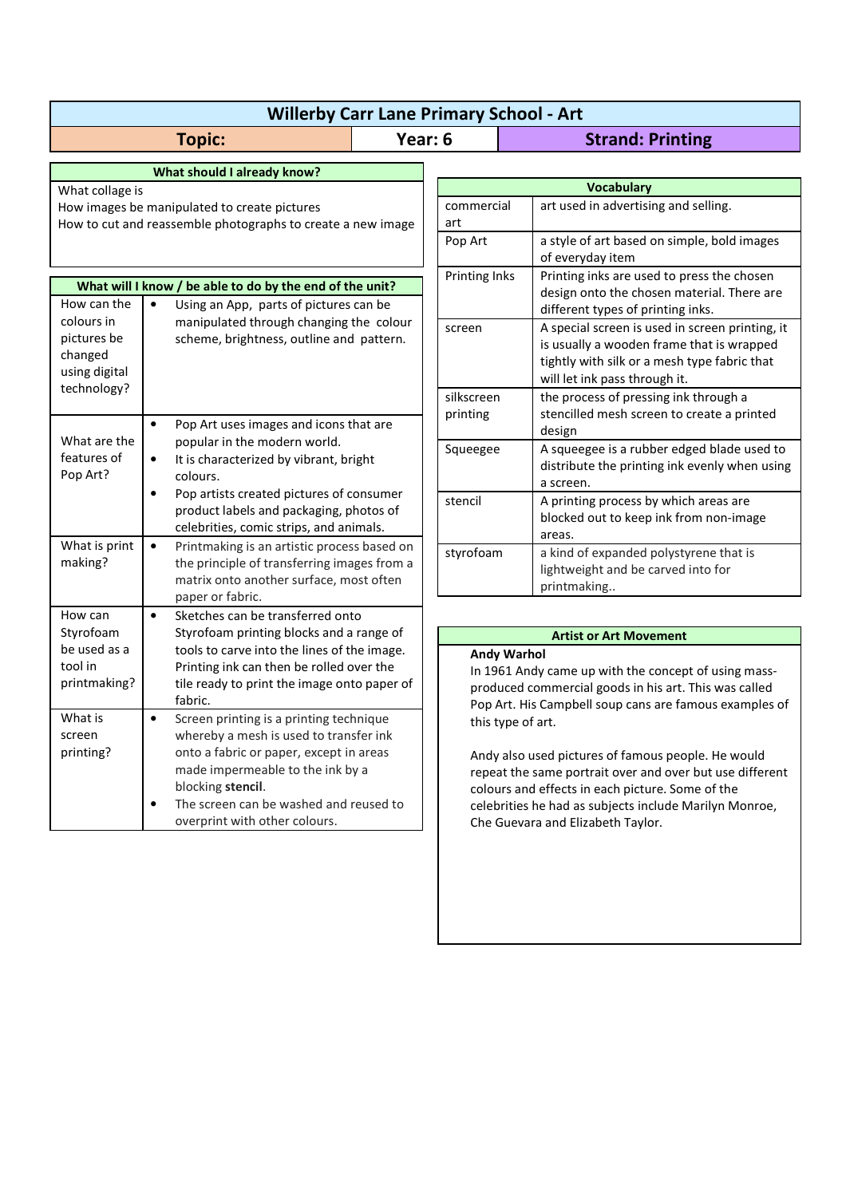# Willerby Carr Lane Primary School - Art

| Topic: | Year: 6 | Strand: Printing |
|---|---|---|

## What should I already know?

What collage is
How images be manipulated to create pictures
How to cut and reassemble photographs to create a new image

## What will I know / be able to do by the end of the unit?

| | |
|---|---|
| How can the colours in pictures be changed using digital technology? | • Using an App, parts of pictures can be manipulated through changing the colour scheme, brightness, outline and pattern. |
| What are the features of Pop Art? | • Pop Art uses images and icons that are popular in the modern world.<br>• It is characterized by vibrant, bright colours.<br>• Pop artists created pictures of consumer product labels and packaging, photos of celebrities, comic strips, and animals. |
| What is print making? | • Printmaking is an artistic process based on the principle of transferring images from a matrix onto another surface, most often paper or fabric. |
| How can Styrofoam be used as a tool in printmaking? | • Sketches can be transferred onto Styrofoam printing blocks and a range of tools to carve into the lines of the image. Printing ink can then be rolled over the tile ready to print the image onto paper of fabric. |
| What is screen printing? | • Screen printing is a printing technique whereby a mesh is used to transfer ink onto a fabric or paper, except in areas made impermeable to the ink by a blocking **stencil**.<br>• The screen can be washed and reused to overprint with other colours. |

## Vocabulary

| | |
|---|---|
| commercial art | art used in advertising and selling. |
| Pop Art | a style of art based on simple, bold images of everyday item |
| Printing Inks | Printing inks are used to press the chosen design onto the chosen material. There are different types of printing inks. |
| screen | A special screen is used in screen printing, it is usually a wooden frame that is wrapped tightly with silk or a mesh type fabric that will let ink pass through it. |
| silkscreen printing | the process of pressing ink through a stencilled mesh screen to create a printed design |
| Squeegee | A squeegee is a rubber edged blade used to distribute the printing ink evenly when using a screen. |
| stencil | A printing process by which areas are blocked out to keep ink from non-image areas. |
| styrofoam | a kind of expanded polystyrene that is lightweight and be carved into for printmaking.. |

## Artist or Art Movement

**Andy Warhol**

In 1961 Andy came up with the concept of using mass-produced commercial goods in his art. This was called Pop Art. His Campbell soup cans are famous examples of this type of art.

Andy also used pictures of famous people. He would repeat the same portrait over and over but use different colours and effects in each picture. Some of the celebrities he had as subjects include Marilyn Monroe, Che Guevara and Elizabeth Taylor.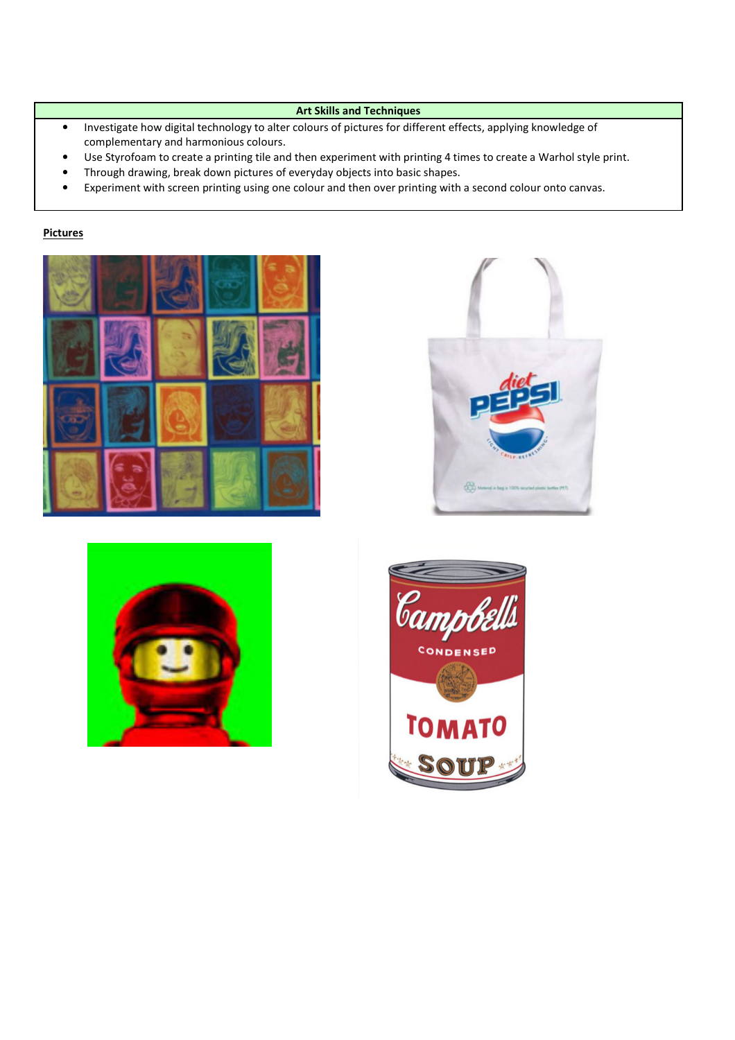| Art Skills and Techniques |
|---|
| • Investigate how digital technology to alter colours of pictures for different effects, applying knowledge of complementary and harmonious colours.<br>• Use Styrofoam to create a printing tile and then experiment with printing 4 times to create a Warhol style print.<br>• Through drawing, break down pictures of everyday objects into basic shapes.<br>• Experiment with screen printing using one colour and then over printing with a second colour onto canvas. |

**Pictures**